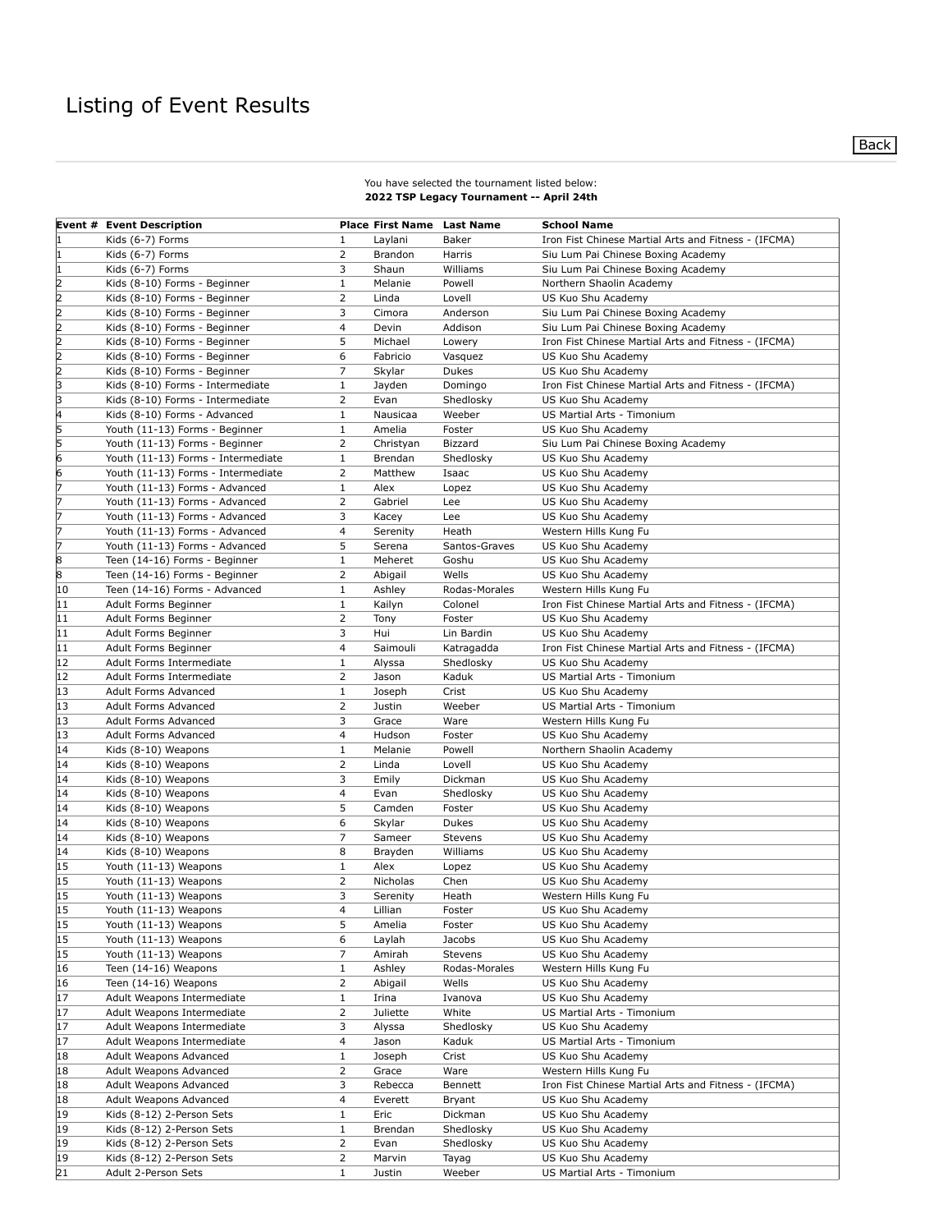# Listing of Event Results

Back

You have selected the tournament listed below:
**2022 TSP Legacy Tournament -- April 24th**

| Event # | Event Description | Place | First Name | Last Name | School Name |
|---|---|---|---|---|---|
| 1 | Kids (6-7) Forms | 1 | Laylani | Baker | Iron Fist Chinese Martial Arts and Fitness - (IFCMA) |
| 1 | Kids (6-7) Forms | 2 | Brandon | Harris | Siu Lum Pai Chinese Boxing Academy |
| 1 | Kids (6-7) Forms | 3 | Shaun | Williams | Siu Lum Pai Chinese Boxing Academy |
| 2 | Kids (8-10) Forms - Beginner | 1 | Melanie | Powell | Northern Shaolin Academy |
| 2 | Kids (8-10) Forms - Beginner | 2 | Linda | Lovell | US Kuo Shu Academy |
| 2 | Kids (8-10) Forms - Beginner | 3 | Cimora | Anderson | Siu Lum Pai Chinese Boxing Academy |
| 2 | Kids (8-10) Forms - Beginner | 4 | Devin | Addison | Siu Lum Pai Chinese Boxing Academy |
| 2 | Kids (8-10) Forms - Beginner | 5 | Michael | Lowery | Iron Fist Chinese Martial Arts and Fitness - (IFCMA) |
| 2 | Kids (8-10) Forms - Beginner | 6 | Fabricio | Vasquez | US Kuo Shu Academy |
| 2 | Kids (8-10) Forms - Beginner | 7 | Skylar | Dukes | US Kuo Shu Academy |
| 3 | Kids (8-10) Forms - Intermediate | 1 | Jayden | Domingo | Iron Fist Chinese Martial Arts and Fitness - (IFCMA) |
| 3 | Kids (8-10) Forms - Intermediate | 2 | Evan | Shedlosky | US Kuo Shu Academy |
| 4 | Kids (8-10) Forms - Advanced | 1 | Nausicaa | Weeber | US Martial Arts - Timonium |
| 5 | Youth (11-13) Forms - Beginner | 1 | Amelia | Foster | US Kuo Shu Academy |
| 5 | Youth (11-13) Forms - Beginner | 2 | Christyan | Bizzard | Siu Lum Pai Chinese Boxing Academy |
| 6 | Youth (11-13) Forms - Intermediate | 1 | Brendan | Shedlosky | US Kuo Shu Academy |
| 6 | Youth (11-13) Forms - Intermediate | 2 | Matthew | Isaac | US Kuo Shu Academy |
| 7 | Youth (11-13) Forms - Advanced | 1 | Alex | Lopez | US Kuo Shu Academy |
| 7 | Youth (11-13) Forms - Advanced | 2 | Gabriel | Lee | US Kuo Shu Academy |
| 7 | Youth (11-13) Forms - Advanced | 3 | Kacey | Lee | US Kuo Shu Academy |
| 7 | Youth (11-13) Forms - Advanced | 4 | Serenity | Heath | Western Hills Kung Fu |
| 7 | Youth (11-13) Forms - Advanced | 5 | Serena | Santos-Graves | US Kuo Shu Academy |
| 8 | Teen (14-16) Forms - Beginner | 1 | Meheret | Goshu | US Kuo Shu Academy |
| 8 | Teen (14-16) Forms - Beginner | 2 | Abigail | Wells | US Kuo Shu Academy |
| 10 | Teen (14-16) Forms - Advanced | 1 | Ashley | Rodas-Morales | Western Hills Kung Fu |
| 11 | Adult Forms Beginner | 1 | Kailyn | Colonel | Iron Fist Chinese Martial Arts and Fitness - (IFCMA) |
| 11 | Adult Forms Beginner | 2 | Tony | Foster | US Kuo Shu Academy |
| 11 | Adult Forms Beginner | 3 | Hui | Lin Bardin | US Kuo Shu Academy |
| 11 | Adult Forms Beginner | 4 | Saimouli | Katragadda | Iron Fist Chinese Martial Arts and Fitness - (IFCMA) |
| 12 | Adult Forms Intermediate | 1 | Alyssa | Shedlosky | US Kuo Shu Academy |
| 12 | Adult Forms Intermediate | 2 | Jason | Kaduk | US Martial Arts - Timonium |
| 13 | Adult Forms Advanced | 1 | Joseph | Crist | US Kuo Shu Academy |
| 13 | Adult Forms Advanced | 2 | Justin | Weeber | US Martial Arts - Timonium |
| 13 | Adult Forms Advanced | 3 | Grace | Ware | Western Hills Kung Fu |
| 13 | Adult Forms Advanced | 4 | Hudson | Foster | US Kuo Shu Academy |
| 14 | Kids (8-10) Weapons | 1 | Melanie | Powell | Northern Shaolin Academy |
| 14 | Kids (8-10) Weapons | 2 | Linda | Lovell | US Kuo Shu Academy |
| 14 | Kids (8-10) Weapons | 3 | Emily | Dickman | US Kuo Shu Academy |
| 14 | Kids (8-10) Weapons | 4 | Evan | Shedlosky | US Kuo Shu Academy |
| 14 | Kids (8-10) Weapons | 5 | Camden | Foster | US Kuo Shu Academy |
| 14 | Kids (8-10) Weapons | 6 | Skylar | Dukes | US Kuo Shu Academy |
| 14 | Kids (8-10) Weapons | 7 | Sameer | Stevens | US Kuo Shu Academy |
| 14 | Kids (8-10) Weapons | 8 | Brayden | Williams | US Kuo Shu Academy |
| 15 | Youth (11-13) Weapons | 1 | Alex | Lopez | US Kuo Shu Academy |
| 15 | Youth (11-13) Weapons | 2 | Nicholas | Chen | US Kuo Shu Academy |
| 15 | Youth (11-13) Weapons | 3 | Serenity | Heath | Western Hills Kung Fu |
| 15 | Youth (11-13) Weapons | 4 | Lillian | Foster | US Kuo Shu Academy |
| 15 | Youth (11-13) Weapons | 5 | Amelia | Foster | US Kuo Shu Academy |
| 15 | Youth (11-13) Weapons | 6 | Laylah | Jacobs | US Kuo Shu Academy |
| 15 | Youth (11-13) Weapons | 7 | Amirah | Stevens | US Kuo Shu Academy |
| 16 | Teen (14-16) Weapons | 1 | Ashley | Rodas-Morales | Western Hills Kung Fu |
| 16 | Teen (14-16) Weapons | 2 | Abigail | Wells | US Kuo Shu Academy |
| 17 | Adult Weapons Intermediate | 1 | Irina | Ivanova | US Kuo Shu Academy |
| 17 | Adult Weapons Intermediate | 2 | Juliette | White | US Martial Arts - Timonium |
| 17 | Adult Weapons Intermediate | 3 | Alyssa | Shedlosky | US Kuo Shu Academy |
| 17 | Adult Weapons Intermediate | 4 | Jason | Kaduk | US Martial Arts - Timonium |
| 18 | Adult Weapons Advanced | 1 | Joseph | Crist | US Kuo Shu Academy |
| 18 | Adult Weapons Advanced | 2 | Grace | Ware | Western Hills Kung Fu |
| 18 | Adult Weapons Advanced | 3 | Rebecca | Bennett | Iron Fist Chinese Martial Arts and Fitness - (IFCMA) |
| 18 | Adult Weapons Advanced | 4 | Everett | Bryant | US Kuo Shu Academy |
| 19 | Kids (8-12) 2-Person Sets | 1 | Eric | Dickman | US Kuo Shu Academy |
| 19 | Kids (8-12) 2-Person Sets | 1 | Brendan | Shedlosky | US Kuo Shu Academy |
| 19 | Kids (8-12) 2-Person Sets | 2 | Evan | Shedlosky | US Kuo Shu Academy |
| 19 | Kids (8-12) 2-Person Sets | 2 | Marvin | Tayag | US Kuo Shu Academy |
| 21 | Adult 2-Person Sets | 1 | Justin | Weeber | US Martial Arts - Timonium |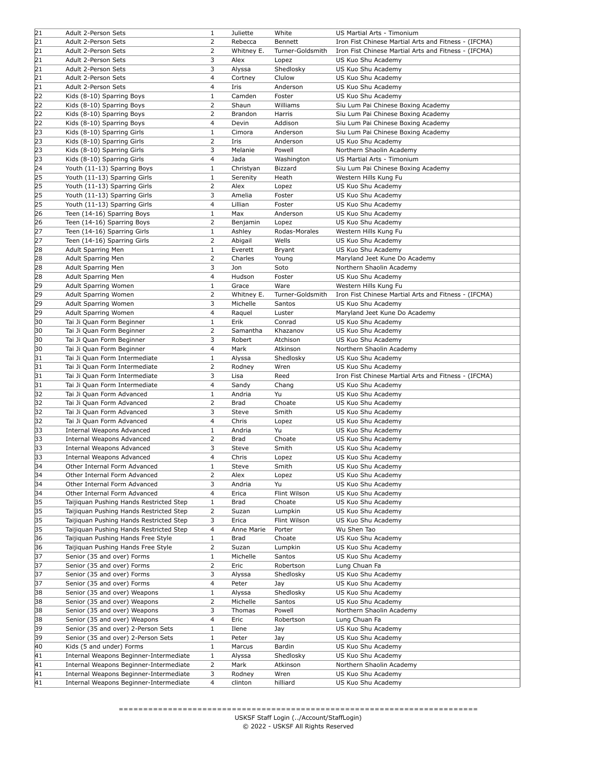| | | | | | |
|---|---|---|---|---|---|
| 21 | Adult 2-Person Sets | 1 | Juliette | White | US Martial Arts - Timonium |
| 21 | Adult 2-Person Sets | 2 | Rebecca | Bennett | Iron Fist Chinese Martial Arts and Fitness - (IFCMA) |
| 21 | Adult 2-Person Sets | 2 | Whitney E. | Turner-Goldsmith | Iron Fist Chinese Martial Arts and Fitness - (IFCMA) |
| 21 | Adult 2-Person Sets | 3 | Alex | Lopez | US Kuo Shu Academy |
| 21 | Adult 2-Person Sets | 3 | Alyssa | Shedlosky | US Kuo Shu Academy |
| 21 | Adult 2-Person Sets | 4 | Cortney | Clulow | US Kuo Shu Academy |
| 21 | Adult 2-Person Sets | 4 | Iris | Anderson | US Kuo Shu Academy |
| 22 | Kids (8-10) Sparring Boys | 1 | Camden | Foster | US Kuo Shu Academy |
| 22 | Kids (8-10) Sparring Boys | 2 | Shaun | Williams | Siu Lum Pai Chinese Boxing Academy |
| 22 | Kids (8-10) Sparring Boys | 2 | Brandon | Harris | Siu Lum Pai Chinese Boxing Academy |
| 22 | Kids (8-10) Sparring Boys | 4 | Devin | Addison | Siu Lum Pai Chinese Boxing Academy |
| 23 | Kids (8-10) Sparring Girls | 1 | Cimora | Anderson | Siu Lum Pai Chinese Boxing Academy |
| 23 | Kids (8-10) Sparring Girls | 2 | Iris | Anderson | US Kuo Shu Academy |
| 23 | Kids (8-10) Sparring Girls | 3 | Melanie | Powell | Northern Shaolin Academy |
| 23 | Kids (8-10) Sparring Girls | 4 | Jada | Washington | US Martial Arts - Timonium |
| 24 | Youth (11-13) Sparring Boys | 1 | Christyan | Bizzard | Siu Lum Pai Chinese Boxing Academy |
| 25 | Youth (11-13) Sparring Girls | 1 | Serenity | Heath | Western Hills Kung Fu |
| 25 | Youth (11-13) Sparring Girls | 2 | Alex | Lopez | US Kuo Shu Academy |
| 25 | Youth (11-13) Sparring Girls | 3 | Amelia | Foster | US Kuo Shu Academy |
| 25 | Youth (11-13) Sparring Girls | 4 | Lillian | Foster | US Kuo Shu Academy |
| 26 | Teen (14-16) Sparring Boys | 1 | Max | Anderson | US Kuo Shu Academy |
| 26 | Teen (14-16) Sparring Boys | 2 | Benjamin | Lopez | US Kuo Shu Academy |
| 27 | Teen (14-16) Sparring Girls | 1 | Ashley | Rodas-Morales | Western Hills Kung Fu |
| 27 | Teen (14-16) Sparring Girls | 2 | Abigail | Wells | US Kuo Shu Academy |
| 28 | Adult Sparring Men | 1 | Everett | Bryant | US Kuo Shu Academy |
| 28 | Adult Sparring Men | 2 | Charles | Young | Maryland Jeet Kune Do Academy |
| 28 | Adult Sparring Men | 3 | Jon | Soto | Northern Shaolin Academy |
| 28 | Adult Sparring Men | 4 | Hudson | Foster | US Kuo Shu Academy |
| 29 | Adult Sparring Women | 1 | Grace | Ware | Western Hills Kung Fu |
| 29 | Adult Sparring Women | 2 | Whitney E. | Turner-Goldsmith | Iron Fist Chinese Martial Arts and Fitness - (IFCMA) |
| 29 | Adult Sparring Women | 3 | Michelle | Santos | US Kuo Shu Academy |
| 29 | Adult Sparring Women | 4 | Raquel | Luster | Maryland Jeet Kune Do Academy |
| 30 | Tai Ji Quan Form Beginner | 1 | Erik | Conrad | US Kuo Shu Academy |
| 30 | Tai Ji Quan Form Beginner | 2 | Samantha | Khazanov | US Kuo Shu Academy |
| 30 | Tai Ji Quan Form Beginner | 3 | Robert | Atchison | US Kuo Shu Academy |
| 30 | Tai Ji Quan Form Beginner | 4 | Mark | Atkinson | Northern Shaolin Academy |
| 31 | Tai Ji Quan Form Intermediate | 1 | Alyssa | Shedlosky | US Kuo Shu Academy |
| 31 | Tai Ji Quan Form Intermediate | 2 | Rodney | Wren | US Kuo Shu Academy |
| 31 | Tai Ji Quan Form Intermediate | 3 | Lisa | Reed | Iron Fist Chinese Martial Arts and Fitness - (IFCMA) |
| 31 | Tai Ji Quan Form Intermediate | 4 | Sandy | Chang | US Kuo Shu Academy |
| 32 | Tai Ji Quan Form Advanced | 1 | Andria | Yu | US Kuo Shu Academy |
| 32 | Tai Ji Quan Form Advanced | 2 | Brad | Choate | US Kuo Shu Academy |
| 32 | Tai Ji Quan Form Advanced | 3 | Steve | Smith | US Kuo Shu Academy |
| 32 | Tai Ji Quan Form Advanced | 4 | Chris | Lopez | US Kuo Shu Academy |
| 33 | Internal Weapons Advanced | 1 | Andria | Yu | US Kuo Shu Academy |
| 33 | Internal Weapons Advanced | 2 | Brad | Choate | US Kuo Shu Academy |
| 33 | Internal Weapons Advanced | 3 | Steve | Smith | US Kuo Shu Academy |
| 33 | Internal Weapons Advanced | 4 | Chris | Lopez | US Kuo Shu Academy |
| 34 | Other Internal Form Advanced | 1 | Steve | Smith | US Kuo Shu Academy |
| 34 | Other Internal Form Advanced | 2 | Alex | Lopez | US Kuo Shu Academy |
| 34 | Other Internal Form Advanced | 3 | Andria | Yu | US Kuo Shu Academy |
| 34 | Other Internal Form Advanced | 4 | Erica | Flint Wilson | US Kuo Shu Academy |
| 35 | Taijiquan Pushing Hands Restricted Step | 1 | Brad | Choate | US Kuo Shu Academy |
| 35 | Taijiquan Pushing Hands Restricted Step | 2 | Suzan | Lumpkin | US Kuo Shu Academy |
| 35 | Taijiquan Pushing Hands Restricted Step | 3 | Erica | Flint Wilson | US Kuo Shu Academy |
| 35 | Taijiquan Pushing Hands Restricted Step | 4 | Anne Marie | Porter | Wu Shen Tao |
| 36 | Taijiquan Pushing Hands Free Style | 1 | Brad | Choate | US Kuo Shu Academy |
| 36 | Taijiquan Pushing Hands Free Style | 2 | Suzan | Lumpkin | US Kuo Shu Academy |
| 37 | Senior (35 and over) Forms | 1 | Michelle | Santos | US Kuo Shu Academy |
| 37 | Senior (35 and over) Forms | 2 | Eric | Robertson | Lung Chuan Fa |
| 37 | Senior (35 and over) Forms | 3 | Alyssa | Shedlosky | US Kuo Shu Academy |
| 37 | Senior (35 and over) Forms | 4 | Peter | Jay | US Kuo Shu Academy |
| 38 | Senior (35 and over) Weapons | 1 | Alyssa | Shedlosky | US Kuo Shu Academy |
| 38 | Senior (35 and over) Weapons | 2 | Michelle | Santos | US Kuo Shu Academy |
| 38 | Senior (35 and over) Weapons | 3 | Thomas | Powell | Northern Shaolin Academy |
| 38 | Senior (35 and over) Weapons | 4 | Eric | Robertson | Lung Chuan Fa |
| 39 | Senior (35 and over) 2-Person Sets | 1 | Ilene | Jay | US Kuo Shu Academy |
| 39 | Senior (35 and over) 2-Person Sets | 1 | Peter | Jay | US Kuo Shu Academy |
| 40 | Kids (5 and under) Forms | 1 | Marcus | Bardin | US Kuo Shu Academy |
| 41 | Internal Weapons Beginner-Intermediate | 1 | Alyssa | Shedlosky | US Kuo Shu Academy |
| 41 | Internal Weapons Beginner-Intermediate | 2 | Mark | Atkinson | Northern Shaolin Academy |
| 41 | Internal Weapons Beginner-Intermediate | 3 | Rodney | Wren | US Kuo Shu Academy |
| 41 | Internal Weapons Beginner-Intermediate | 4 | clinton | hilliard | US Kuo Shu Academy |

======================================================================

USKSF Staff Login (../Account/StaffLogin)

© 2022 - USKSF All Rights Reserved